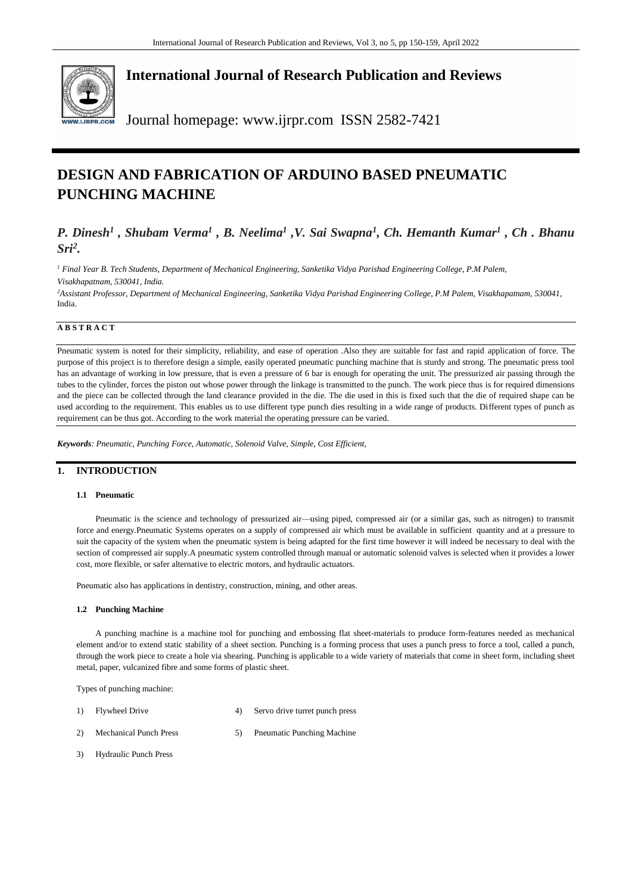# International Journal of Research Publication and Reviews

Journal homepage: www.ijrpr.com ISSN 2582-7421

# DESIGN AND FABRICATION OF ARDUINO BASED PNEUMATIC PUNCHING MACHINE

***P. Dinesh[1] , Shubam Verma[1] , B. Neelima[1] ,V. Sai Swapna[1], Ch. Hemanth Kumar[1] , Ch . Bhanu Sri[2].***

*[1] Final Year B. Tech Students, Department of Mechanical Engineering, Sanketika Vidya Parishad Engineering College, P.M Palem, Visakhapatnam, 530041, India.*

*[2]Assistant Professor, Department of Mechanical Engineering, Sanketika Vidya Parishad Engineering College, P.M Palem, Visakhapatnam, 530041,* India.

**A B S T R A C T**

Pneumatic system is noted for their simplicity, reliability, and ease of operation .Also they are suitable for fast and rapid application of force. The purpose of this project is to therefore design a simple, easily operated pneumatic punching machine that is sturdy and strong. The pneumatic press tool has an advantage of working in low pressure, that is even a pressure of 6 bar is enough for operating the unit. The pressurized air passing through the tubes to the cylinder, forces the piston out whose power through the linkage is transmitted to the punch. The work piece thus is for required dimensions and the piece can be collected through the land clearance provided in the die. The die used in this is fixed such that the die of required shape can be used according to the requirement. This enables us to use different type punch dies resulting in a wide range of products. Different types of punch as requirement can be thus got. According to the work material the operating pressure can be varied.

***Keywords**: Pneumatic, Punching Force, Automatic, Solenoid Valve, Simple, Cost Efficient,*

## 1. INTRODUCTION

### 1.1 Pneumatic

Pneumatic is the science and technology of pressurized air—using piped, compressed air (or a similar gas, such as nitrogen) to transmit force and energy.Pneumatic Systems operates on a supply of compressed air which must be available in sufficient quantity and at a pressure to suit the capacity of the system when the pneumatic system is being adapted for the first time however it will indeed be necessary to deal with the section of compressed air supply.A pneumatic system controlled through manual or automatic solenoid valves is selected when it provides a lower cost, more flexible, or safer alternative to electric motors, and hydraulic actuators.

Pneumatic also has applications in dentistry, construction, mining, and other areas.

### 1.2 Punching Machine

A punching machine is a machine tool for punching and embossing flat sheet-materials to produce form-features needed as mechanical element and/or to extend static stability of a sheet section. Punching is a forming process that uses a punch press to force a tool, called a punch, through the work piece to create a hole via shearing. Punching is applicable to a wide variety of materials that come in sheet form, including sheet metal, paper, vulcanized fibre and some forms of plastic sheet.

Types of punching machine:

1) Flywheel Drive
2) Mechanical Punch Press
3) Hydraulic Punch Press
4) Servo drive turret punch press
5) Pneumatic Punching Machine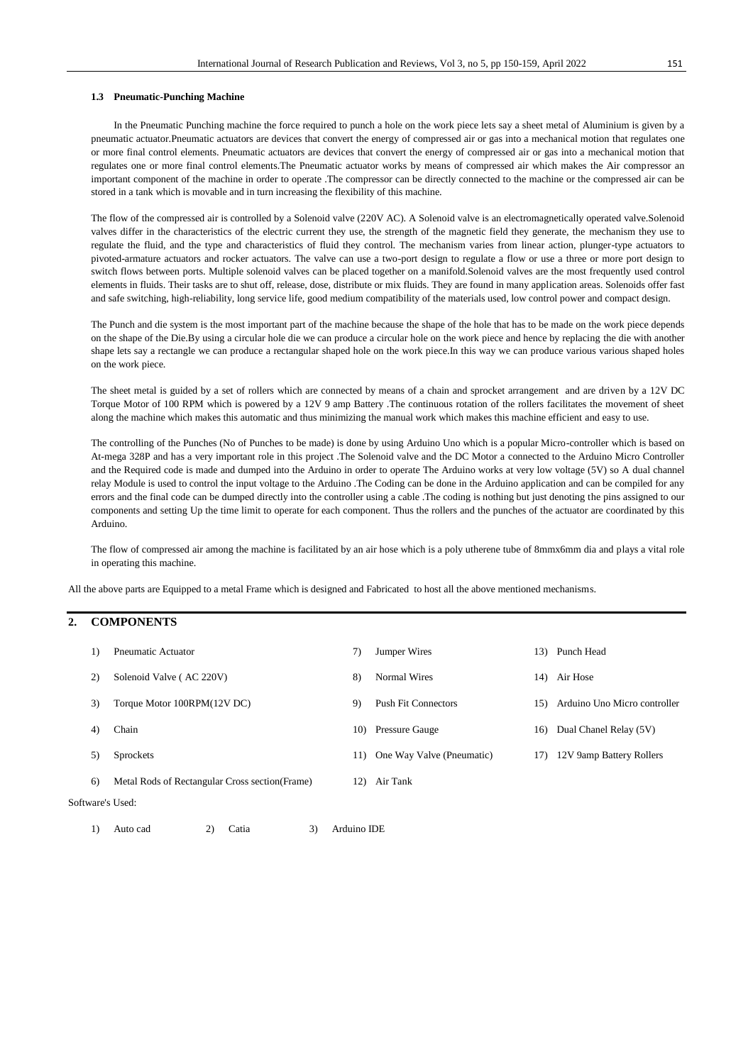### 1.3 Pneumatic-Punching Machine

In the Pneumatic Punching machine the force required to punch a hole on the work piece lets say a sheet metal of Aluminium is given by a pneumatic actuator.Pneumatic actuators are devices that convert the energy of compressed air or gas into a mechanical motion that regulates one or more final control elements. Pneumatic actuators are devices that convert the energy of compressed air or gas into a mechanical motion that regulates one or more final control elements.The Pneumatic actuator works by means of compressed air which makes the Air compressor an important component of the machine in order to operate .The compressor can be directly connected to the machine or the compressed air can be stored in a tank which is movable and in turn increasing the flexibility of this machine.

The flow of the compressed air is controlled by a Solenoid valve (220V AC). A Solenoid valve is an electromagnetically operated valve.Solenoid valves differ in the characteristics of the electric current they use, the strength of the magnetic field they generate, the mechanism they use to regulate the fluid, and the type and characteristics of fluid they control. The mechanism varies from linear action, plunger-type actuators to pivoted-armature actuators and rocker actuators. The valve can use a two-port design to regulate a flow or use a three or more port design to switch flows between ports. Multiple solenoid valves can be placed together on a manifold.Solenoid valves are the most frequently used control elements in fluids. Their tasks are to shut off, release, dose, distribute or mix fluids. They are found in many application areas. Solenoids offer fast and safe switching, high-reliability, long service life, good medium compatibility of the materials used, low control power and compact design.

The Punch and die system is the most important part of the machine because the shape of the hole that has to be made on the work piece depends on the shape of the Die.By using a circular hole die we can produce a circular hole on the work piece and hence by replacing the die with another shape lets say a rectangle we can produce a rectangular shaped hole on the work piece.In this way we can produce various various shaped holes on the work piece.

The sheet metal is guided by a set of rollers which are connected by means of a chain and sprocket arrangement and are driven by a 12V DC Torque Motor of 100 RPM which is powered by a 12V 9 amp Battery .The continuous rotation of the rollers facilitates the movement of sheet along the machine which makes this automatic and thus minimizing the manual work which makes this machine efficient and easy to use.

The controlling of the Punches (No of Punches to be made) is done by using Arduino Uno which is a popular Micro-controller which is based on At-mega 328P and has a very important role in this project .The Solenoid valve and the DC Motor a connected to the Arduino Micro Controller and the Required code is made and dumped into the Arduino in order to operate The Arduino works at very low voltage (5V) so A dual channel relay Module is used to control the input voltage to the Arduino .The Coding can be done in the Arduino application and can be compiled for any errors and the final code can be dumped directly into the controller using a cable .The coding is nothing but just denoting the pins assigned to our components and setting Up the time limit to operate for each component. Thus the rollers and the punches of the actuator are coordinated by this Arduino.

The flow of compressed air among the machine is facilitated by an air hose which is a poly utherene tube of 8mmx6mm dia and plays a vital role in operating this machine.

All the above parts are Equipped to a metal Frame which is designed and Fabricated to host all the above mentioned mechanisms.

## 2. COMPONENTS

1) Pneumatic Actuator
2) Solenoid Valve ( AC 220V)
3) Torque Motor 100RPM(12V DC)
4) Chain
5) Sprockets
6) Metal Rods of Rectangular Cross section(Frame)
7) Jumper Wires
8) Normal Wires
9) Push Fit Connectors
10) Pressure Gauge
11) One Way Valve (Pneumatic)
12) Air Tank
13) Punch Head
14) Air Hose
15) Arduino Uno Micro controller
16) Dual Chanel Relay (5V)
17) 12V 9amp Battery Rollers

Software's Used:

1) Auto cad
2) Catia
3) Arduino IDE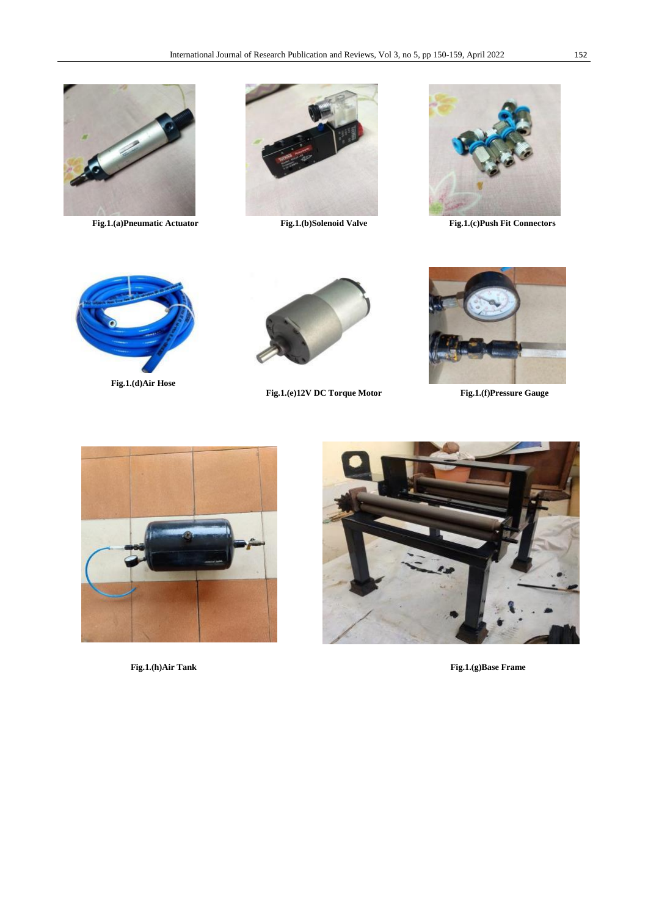**Fig.1.(a)Pneumatic Actuator**

**Fig.1.(b)Solenoid Valve**

**Fig.1.(c)Push Fit Connectors**

**Fig.1.(d)Air Hose**

**Fig.1.(e)12V DC Torque Motor**

**Fig.1.(f)Pressure Gauge**

**Fig.1.(h)Air Tank**

**Fig.1.(g)Base Frame**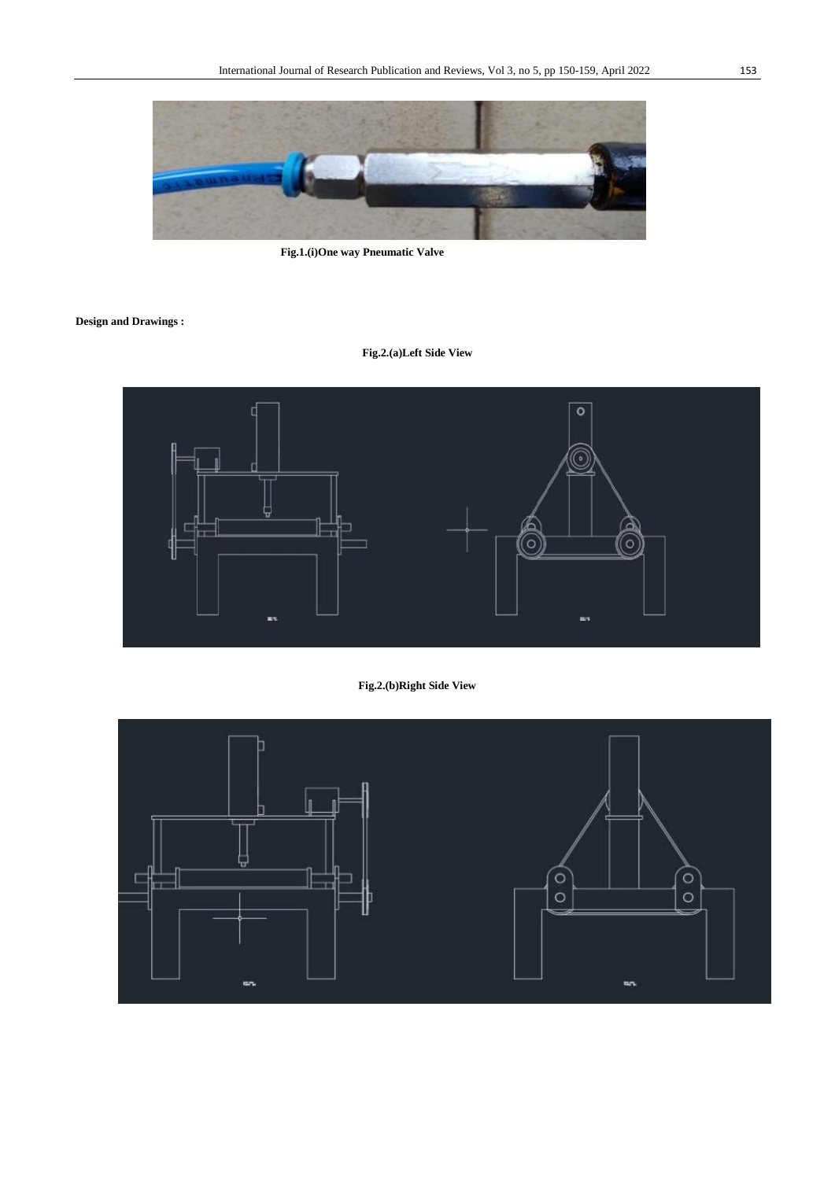Fig.1.(i)One way Pneumatic Valve

**Design and Drawings :**

Fig.2.(a)Left Side View

Fig.2.(b)Right Side View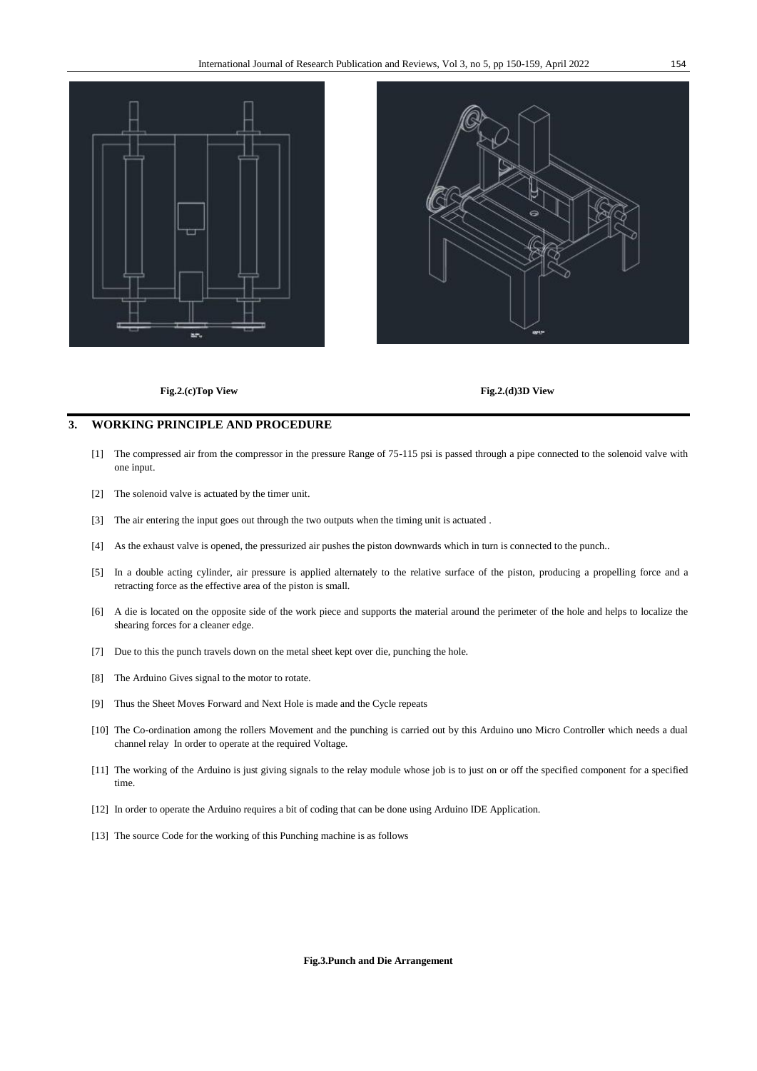Fig.2.(c)Top View

Fig.2.(d)3D View

## 3. WORKING PRINCIPLE AND PROCEDURE

[1] The compressed air from the compressor in the pressure Range of 75-115 psi is passed through a pipe connected to the solenoid valve with one input.

[2] The solenoid valve is actuated by the timer unit.

[3] The air entering the input goes out through the two outputs when the timing unit is actuated .

[4] As the exhaust valve is opened, the pressurized air pushes the piston downwards which in turn is connected to the punch..

[5] In a double acting cylinder, air pressure is applied alternately to the relative surface of the piston, producing a propelling force and a retracting force as the effective area of the piston is small.

[6] A die is located on the opposite side of the work piece and supports the material around the perimeter of the hole and helps to localize the shearing forces for a cleaner edge.

[7] Due to this the punch travels down on the metal sheet kept over die, punching the hole.

[8] The Arduino Gives signal to the motor to rotate.

[9] Thus the Sheet Moves Forward and Next Hole is made and the Cycle repeats

[10] The Co-ordination among the rollers Movement and the punching is carried out by this Arduino uno Micro Controller which needs a dual channel relay In order to operate at the required Voltage.

[11] The working of the Arduino is just giving signals to the relay module whose job is to just on or off the specified component for a specified time.

[12] In order to operate the Arduino requires a bit of coding that can be done using Arduino IDE Application.

[13] The source Code for the working of this Punching machine is as follows

Fig.3.Punch and Die Arrangement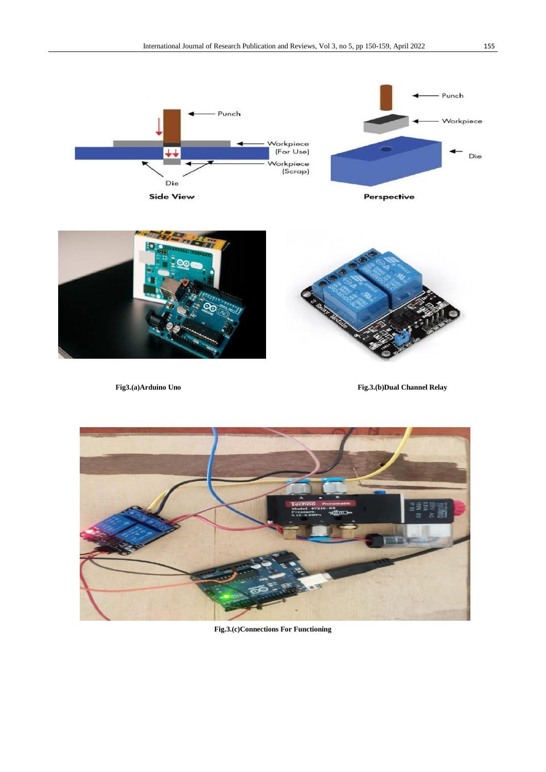Fig3.(a)Arduino Uno

Fig.3.(b)Dual Channel Relay

Fig.3.(c)Connections For Functioning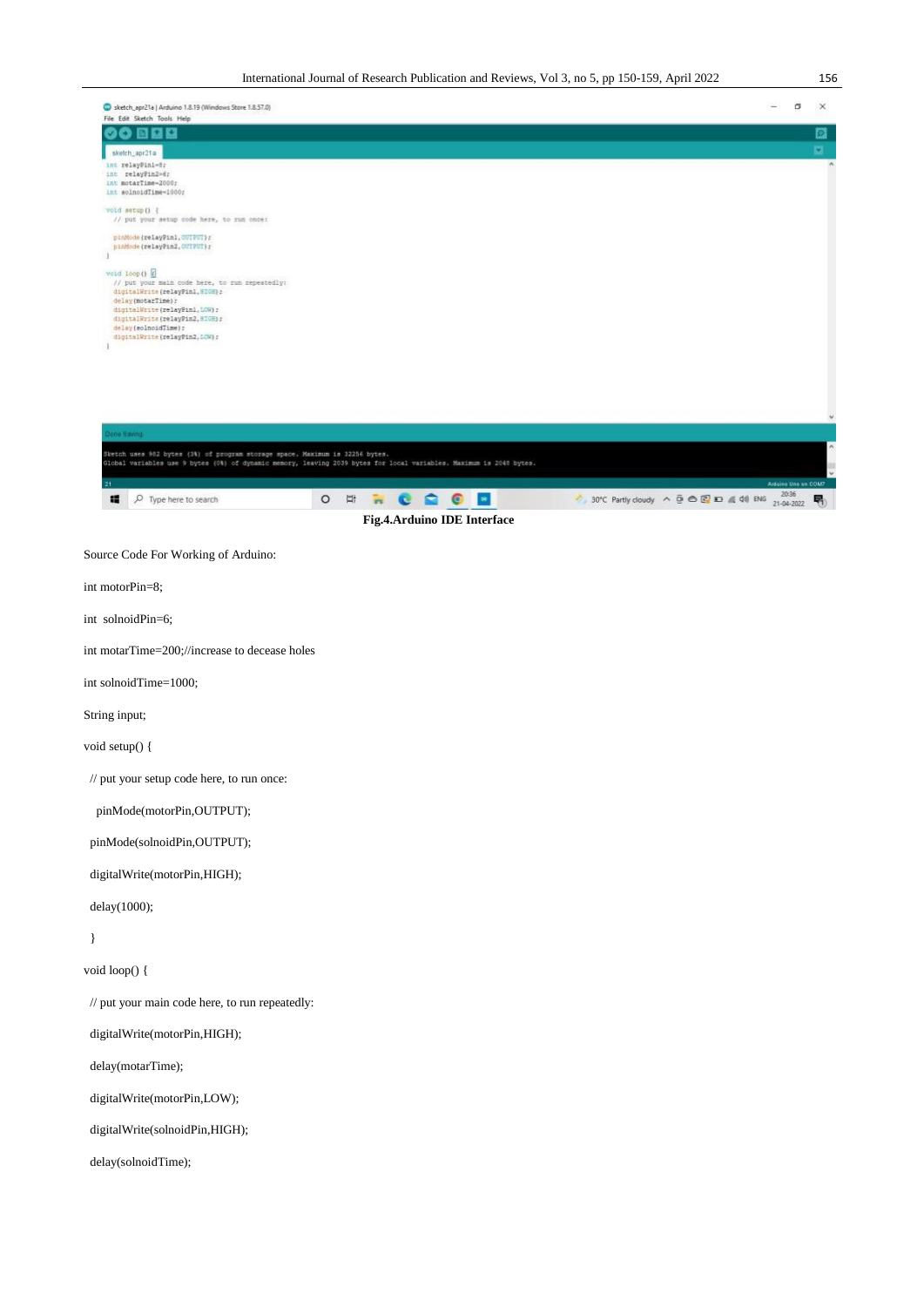Fig.4.Arduino IDE Interface

Source Code For Working of Arduino:

```
int motorPin=8;

int  solnoidPin=6;

int motarTime=200;//increase to decease holes

int solnoidTime=1000;

String input;

void setup() {

 // put your setup code here, to run once:

   pinMode(motorPin,OUTPUT);

  pinMode(solnoidPin,OUTPUT);

  digitalWrite(motorPin,HIGH);

  delay(1000);

  }

void loop() {

  // put your main code here, to run repeatedly:

  digitalWrite(motorPin,HIGH);

  delay(motarTime);

  digitalWrite(motorPin,LOW);

  digitalWrite(solnoidPin,HIGH);

  delay(solnoidTime);
```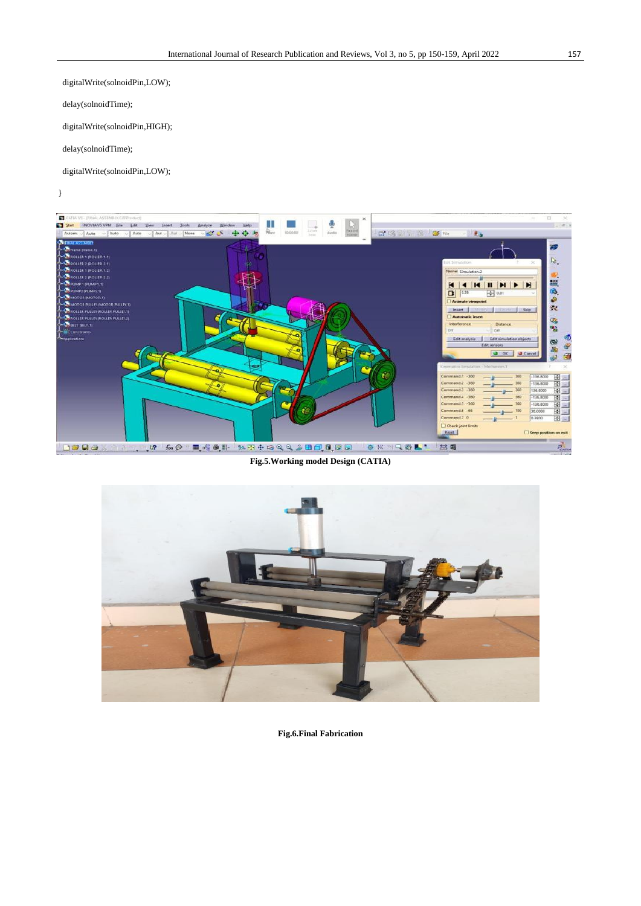```
digitalWrite(solnoidPin,LOW);

delay(solnoidTime);

digitalWrite(solnoidPin,HIGH);

delay(solnoidTime);

digitalWrite(solnoidPin,LOW);

}
```

**Fig.5.Working model Design (CATIA)**

**Fig.6.Final Fabrication**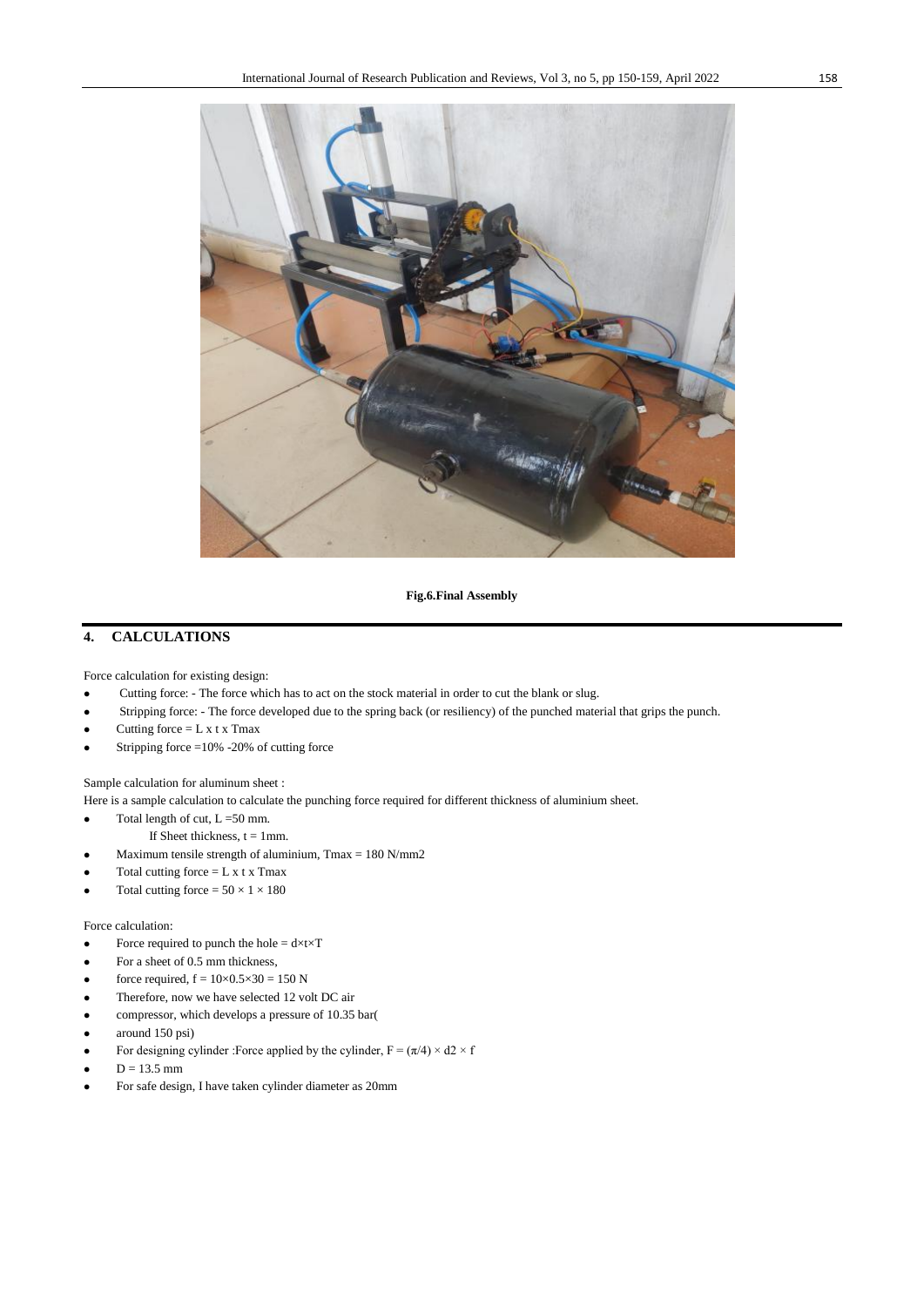Fig.6.Final Assembly

## 4. CALCULATIONS

Force calculation for existing design:

- Cutting force: - The force which has to act on the stock material in order to cut the blank or slug.
- Stripping force: - The force developed due to the spring back (or resiliency) of the punched material that grips the punch.
- Cutting force = L x t x Tmax
- Stripping force =10% -20% of cutting force

Sample calculation for aluminum sheet :

Here is a sample calculation to calculate the punching force required for different thickness of aluminium sheet.

- Total length of cut, L =50 mm.
  If Sheet thickness, t = 1mm.
- Maximum tensile strength of aluminium, Tmax = 180 N/mm2
- Total cutting force = L x t x Tmax
- Total cutting force = $50 \times 1 \times 180$

Force calculation:

- Force required to punch the hole = $d \times t \times T$
- For a sheet of 0.5 mm thickness,
- force required, $f = 10 \times 0.5 \times 30 = 150$ N
- Therefore, now we have selected 12 volt DC air
- compressor, which develops a pressure of 10.35 bar(
- around 150 psi)
- For designing cylinder :Force applied by the cylinder, $F = (\pi/4) \times d2 \times f$
- D = 13.5 mm
- For safe design, I have taken cylinder diameter as 20mm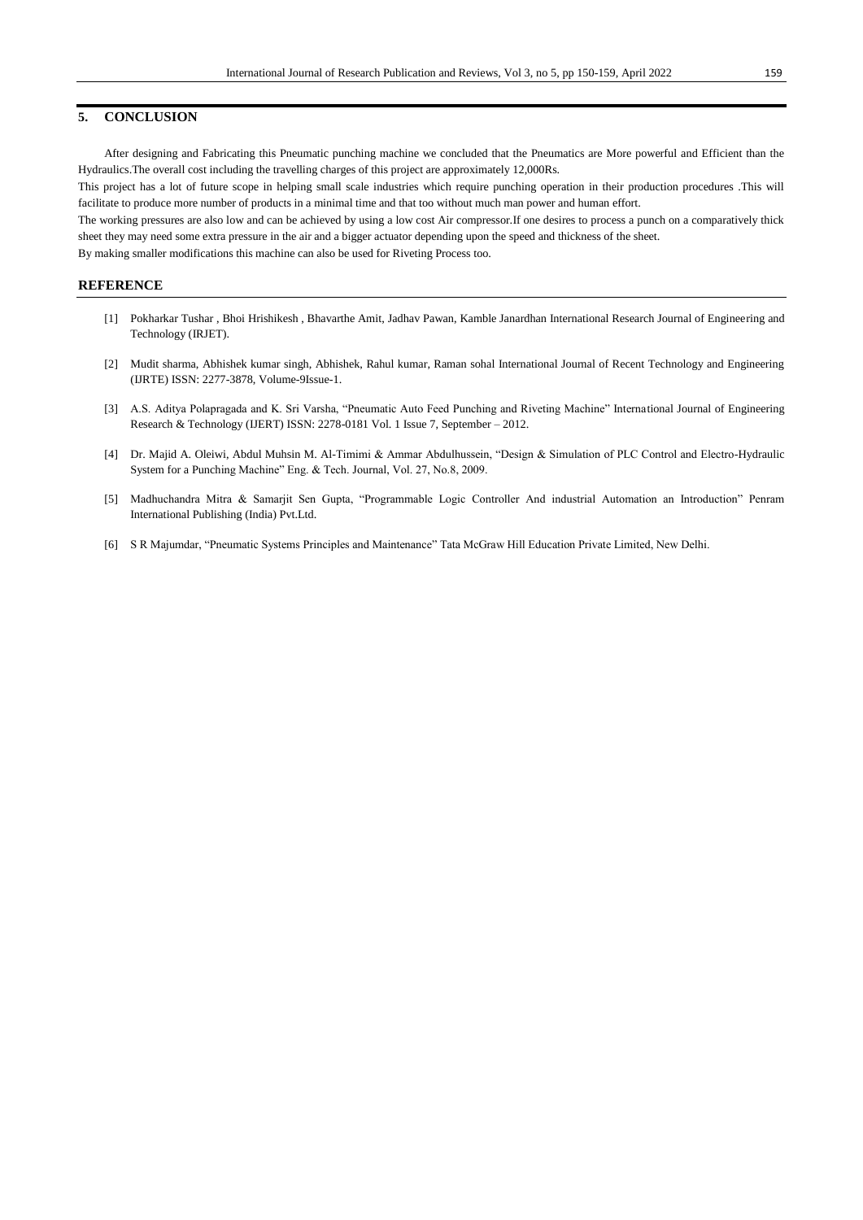## 5. CONCLUSION

After designing and Fabricating this Pneumatic punching machine we concluded that the Pneumatics are More powerful and Efficient than the Hydraulics.The overall cost including the travelling charges of this project are approximately 12,000Rs.

This project has a lot of future scope in helping small scale industries which require punching operation in their production procedures .This will facilitate to produce more number of products in a minimal time and that too without much man power and human effort.

The working pressures are also low and can be achieved by using a low cost Air compressor.If one desires to process a punch on a comparatively thick sheet they may need some extra pressure in the air and a bigger actuator depending upon the speed and thickness of the sheet.

By making smaller modifications this machine can also be used for Riveting Process too.

## REFERENCE

[1] Pokharkar Tushar , Bhoi Hrishikesh , Bhavarthe Amit, Jadhav Pawan, Kamble Janardhan International Research Journal of Engineering and Technology (IRJET).

[2] Mudit sharma, Abhishek kumar singh, Abhishek, Rahul kumar, Raman sohal International Journal of Recent Technology and Engineering (IJRTE) ISSN: 2277-3878, Volume-9Issue-1.

[3] A.S. Aditya Polapragada and K. Sri Varsha, "Pneumatic Auto Feed Punching and Riveting Machine" International Journal of Engineering Research & Technology (IJERT) ISSN: 2278-0181 Vol. 1 Issue 7, September – 2012.

[4] Dr. Majid A. Oleiwi, Abdul Muhsin M. Al-Timimi & Ammar Abdulhussein, "Design & Simulation of PLC Control and Electro-Hydraulic System for a Punching Machine" Eng. & Tech. Journal, Vol. 27, No.8, 2009.

[5] Madhuchandra Mitra & Samarjit Sen Gupta, "Programmable Logic Controller And industrial Automation an Introduction" Penram International Publishing (India) Pvt.Ltd.

[6] S R Majumdar, "Pneumatic Systems Principles and Maintenance" Tata McGraw Hill Education Private Limited, New Delhi.